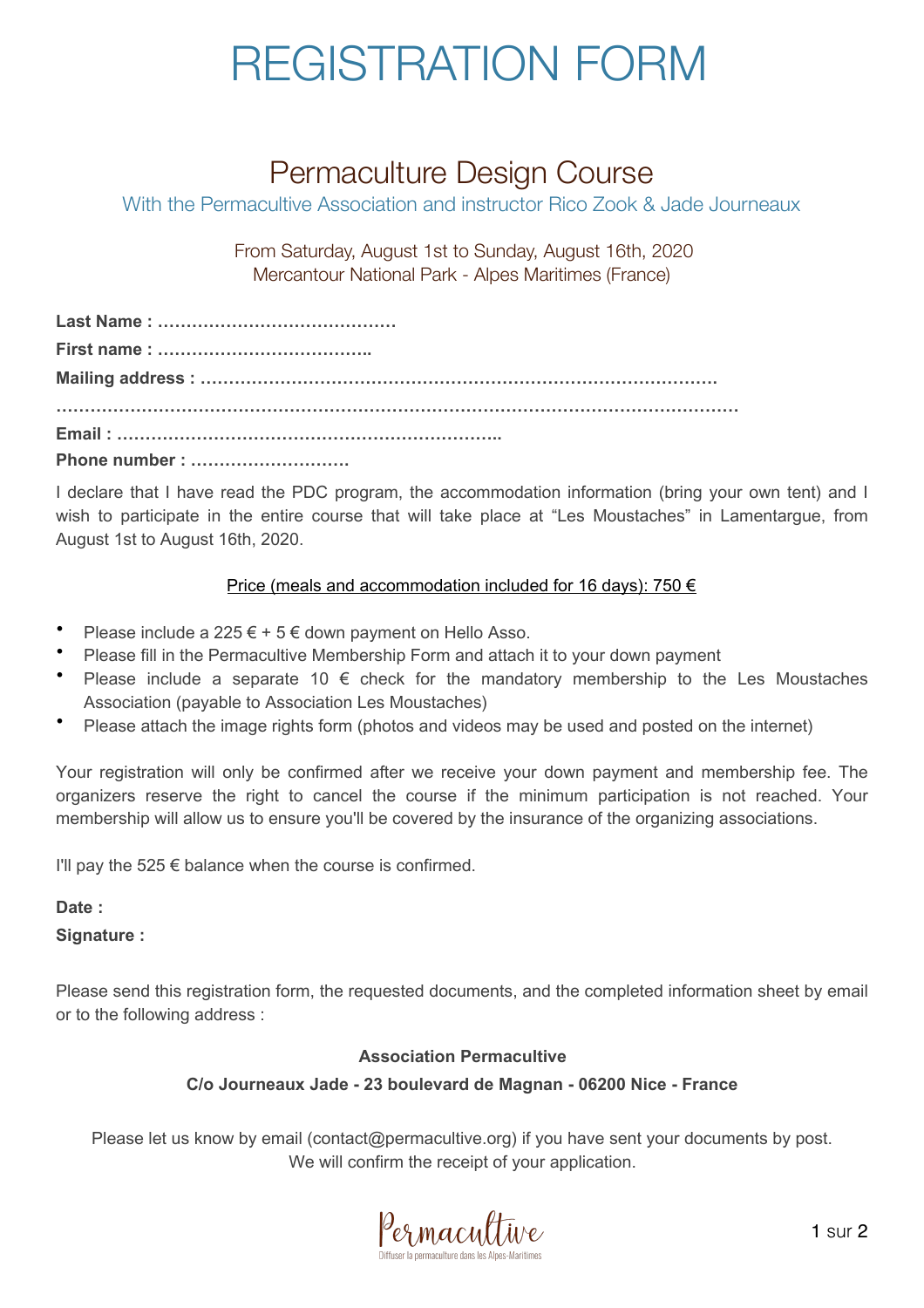# REGISTRATION FORM

## Permaculture Design Course

With the Permacultive Association and instructor Rico Zook & Jade Journeaux

From Saturday, August 1st to Sunday, August 16th, 2020
Mercantour National Park - Alpes Maritimes (France)

**Last Name : ……………………………………**

**First name : ………………………………..**

**Mailing address : ……………………………………………………………………………**

**…………………………………………………………………………………………………………**

**Email : …………………………………………………………..**

**Phone number : ……………………….**

I declare that I have read the PDC program, the accommodation information (bring your own tent) and I wish to participate in the entire course that will take place at “Les Moustaches” in Lamentargue, from August 1st to August 16th, 2020.

<u>Price (meals and accommodation included for 16 days): 750 €</u>

- Please include a 225 € + 5 € down payment on Hello Asso.
- Please fill in the Permacultive Membership Form and attach it to your down payment
- Please include a separate 10 € check for the mandatory membership to the Les Moustaches Association (payable to Association Les Moustaches)
- Please attach the image rights form (photos and videos may be used and posted on the internet)

Your registration will only be confirmed after we receive your down payment and membership fee. The organizers reserve the right to cancel the course if the minimum participation is not reached. Your membership will allow us to ensure you'll be covered by the insurance of the organizing associations.

I'll pay the 525 € balance when the course is confirmed.

**Date :**

**Signature :**

Please send this registration form, the requested documents, and the completed information sheet by email or to the following address :

**Association Permacultive**

**C/o Journeaux Jade - 23 boulevard de Magnan - 06200 Nice - France**

Please let us know by email (contact@permacultive.org) if you have sent your documents by post.
We will confirm the receipt of your application.

Permacultive
Diffuser la permaculture dans les Alpes-Maritimes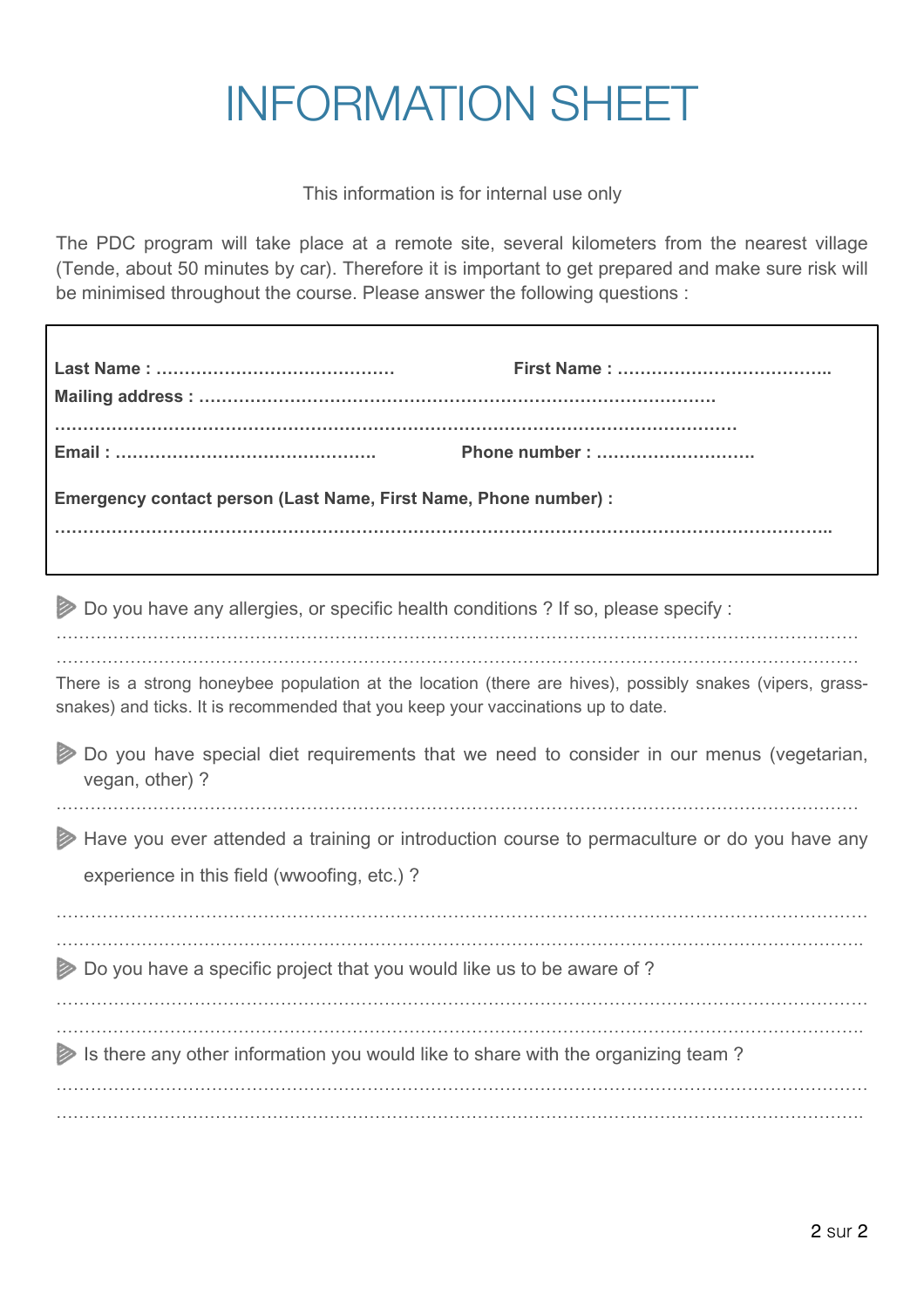# INFORMATION SHEET

This information is for internal use only

The PDC program will take place at a remote site, several kilometers from the nearest village (Tende, about 50 minutes by car). Therefore it is important to get prepared and make sure risk will be minimised throughout the course. Please answer the following questions :

**Last Name : ……………………………………** **First Name : ………………………………..**
**Mailing address : ……………………………………………………………………………**
**………………………………………………………………………………………………………**
**Email : ………………………………………** **Phone number : ……………………….**

**Emergency contact person (Last Name, First Name, Phone number) :**
**…………………………………………………………………………………………………………………..**

- Do you have any allergies, or specific health conditions ? If so, please specify :

…………………………………………………………………………………………………………………………
…………………………………………………………………………………………………………………………

There is a strong honeybee population at the location (there are hives), possibly snakes (vipers, grass-snakes) and ticks. It is recommended that you keep your vaccinations up to date.

- Do you have special diet requirements that we need to consider in our menus (vegetarian, vegan, other) ?

…………………………………………………………………………………………………………………………

- Have you ever attended a training or introduction course to permaculture or do you have any experience in this field (wwoofing, etc.) ?

…………………………………………………………………………………………………………………………
…………………………………………………………………………………………………………………………

- Do you have a specific project that you would like us to be aware of ?

…………………………………………………………………………………………………………………………
…………………………………………………………………………………………………………………………

- Is there any other information you would like to share with the organizing team ?

…………………………………………………………………………………………………………………………
…………………………………………………………………………………………………………………………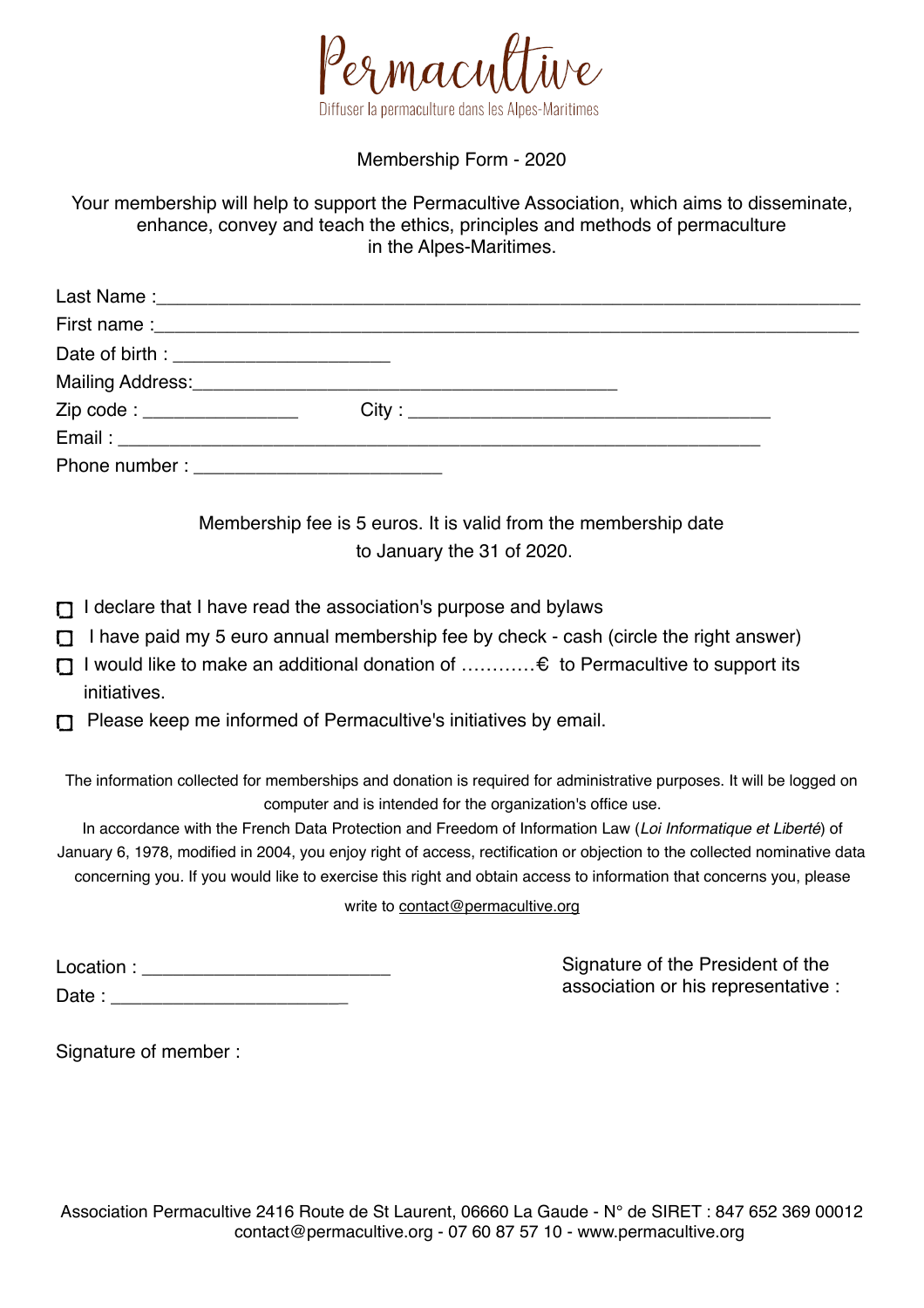# Permacultive

Diffuser la permaculture dans les Alpes-Maritimes

Membership Form - 2020

Your membership will help to support the Permacultive Association, which aims to disseminate, enhance, convey and teach the ethics, principles and methods of permaculture in the Alpes-Maritimes.

Last Name :______________________________________________________________

First name :______________________________________________________________

Date of birth : ____________________

Mailing Address:________________________________________

Zip code : ______________ City : ________________________________

Email : ___________________________________________________________

Phone number : ______________________

Membership fee is 5 euros. It is valid from the membership date to January the 31 of 2020.

- ☐ I declare that I have read the association's purpose and bylaws
- ☐ I have paid my 5 euro annual membership fee by check - cash (circle the right answer)
- ☐ I would like to make an additional donation of …………€ to Permacultive to support its initiatives.
- ☐ Please keep me informed of Permacultive's initiatives by email.

The information collected for memberships and donation is required for administrative purposes. It will be logged on computer and is intended for the organization's office use.
In accordance with the French Data Protection and Freedom of Information Law (*Loi Informatique et Liberté*) of January 6, 1978, modified in 2004, you enjoy right of access, rectification or objection to the collected nominative data concerning you. If you would like to exercise this right and obtain access to information that concerns you, please write to contact@permacultive.org

Location : ______________________

Date : ______________________

Signature of the President of the association or his representative :

Signature of member :

Association Permacultive 2416 Route de St Laurent, 06660 La Gaude - N° de SIRET : 847 652 369 00012
contact@permacultive.org - 07 60 87 57 10 - www.permacultive.org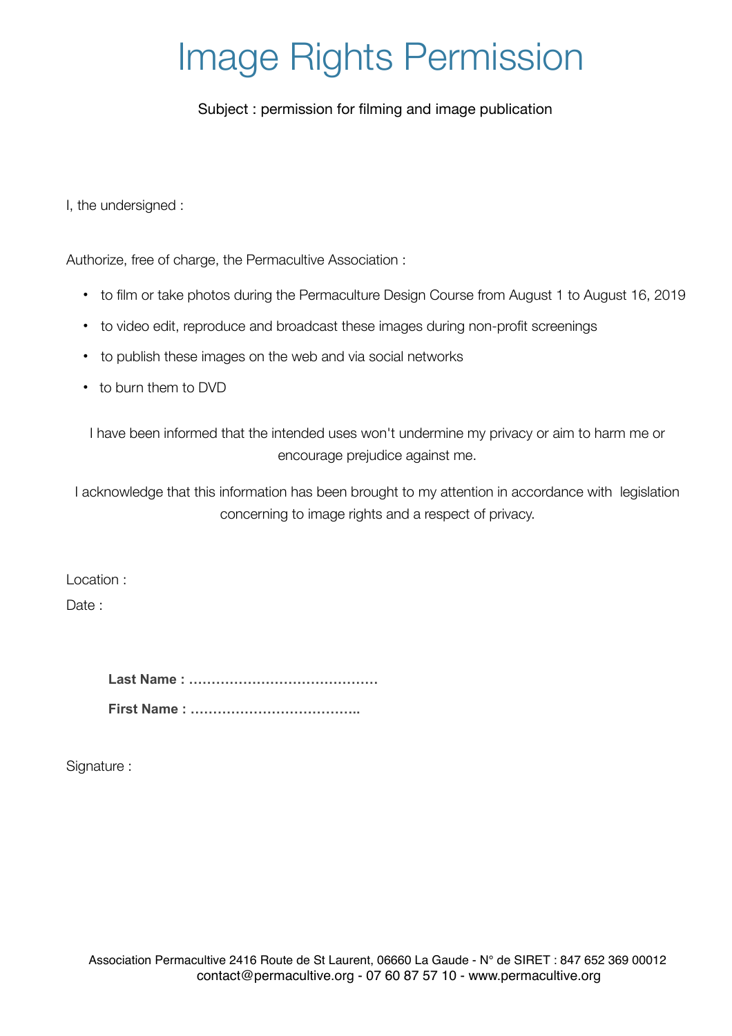# Image Rights Permission

Subject : permission for filming and image publication

I, the undersigned :

Authorize, free of charge, the Permacultive Association :

- to film or take photos during the Permaculture Design Course from August 1 to August 16, 2019
- to video edit, reproduce and broadcast these images during non-profit screenings
- to publish these images on the web and via social networks
- to burn them to DVD

I have been informed that the intended uses won't undermine my privacy or aim to harm me or encourage prejudice against me.

I acknowledge that this information has been brought to my attention in accordance with legislation concerning to image rights and a respect of privacy.

Location :

Date :

**Last Name : ……………………………………**

**First Name : ………………………………..**

Signature :

Association Permacultive 2416 Route de St Laurent, 06660 La Gaude - N° de SIRET : 847 652 369 00012
contact@permacultive.org - 07 60 87 57 10 - www.permacultive.org